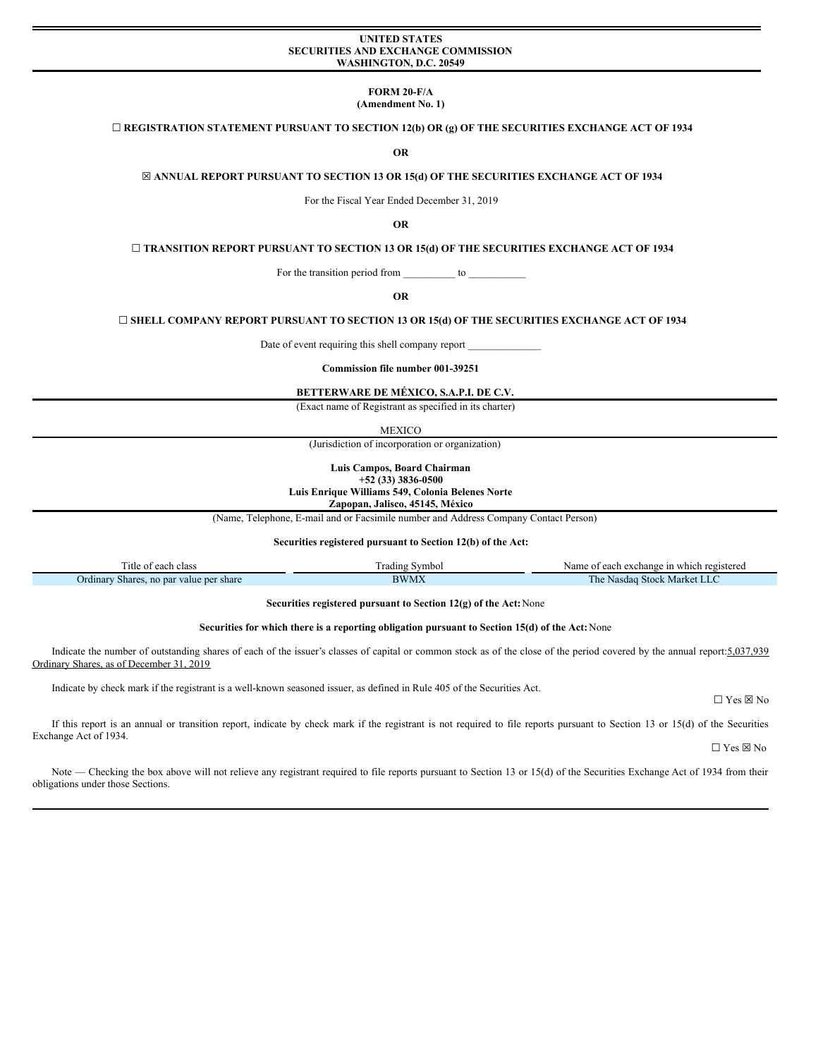**UNITED STATES**
**SECURITIES AND EXCHANGE COMMISSION**
**WASHINGTON, D.C. 20549**

**FORM 20-F/A**
**(Amendment No. 1)**

☐ **REGISTRATION STATEMENT PURSUANT TO SECTION 12(b) OR (g) OF THE SECURITIES EXCHANGE ACT OF 1934**

**OR**

☒ **ANNUAL REPORT PURSUANT TO SECTION 13 OR 15(d) OF THE SECURITIES EXCHANGE ACT OF 1934**

For the Fiscal Year Ended December 31, 2019

**OR**

☐ **TRANSITION REPORT PURSUANT TO SECTION 13 OR 15(d) OF THE SECURITIES EXCHANGE ACT OF 1934**

For the transition period from __________ to ___________

**OR**

☐ **SHELL COMPANY REPORT PURSUANT TO SECTION 13 OR 15(d) OF THE SECURITIES EXCHANGE ACT OF 1934**

Date of event requiring this shell company report ______________

**Commission file number 001-39251**

**BETTERWARE DE MÉXICO, S.A.P.I. DE C.V.**
(Exact name of Registrant as specified in its charter)

MEXICO
(Jurisdiction of incorporation or organization)

**Luis Campos, Board Chairman**
**+52 (33) 3836-0500**
**Luis Enrique Williams 549, Colonia Belenes Norte**
**Zapopan, Jalisco, 45145, México**
(Name, Telephone, E-mail and or Facsimile number and Address Company Contact Person)

**Securities registered pursuant to Section 12(b) of the Act:**

| Title of each class | Trading Symbol | Name of each exchange in which registered |
|---|---|---|
| Ordinary Shares, no par value per share | BWMX | The Nasdaq Stock Market LLC |

**Securities registered pursuant to Section 12(g) of the Act:** None

**Securities for which there is a reporting obligation pursuant to Section 15(d) of the Act:** None

Indicate the number of outstanding shares of each of the issuer's classes of capital or common stock as of the close of the period covered by the annual report: 5,037,939 Ordinary Shares, as of December 31, 2019

Indicate by check mark if the registrant is a well-known seasoned issuer, as defined in Rule 405 of the Securities Act.

☐ Yes ☒ No

If this report is an annual or transition report, indicate by check mark if the registrant is not required to file reports pursuant to Section 13 or 15(d) of the Securities Exchange Act of 1934.

☐ Yes ☒ No

Note — Checking the box above will not relieve any registrant required to file reports pursuant to Section 13 or 15(d) of the Securities Exchange Act of 1934 from their obligations under those Sections.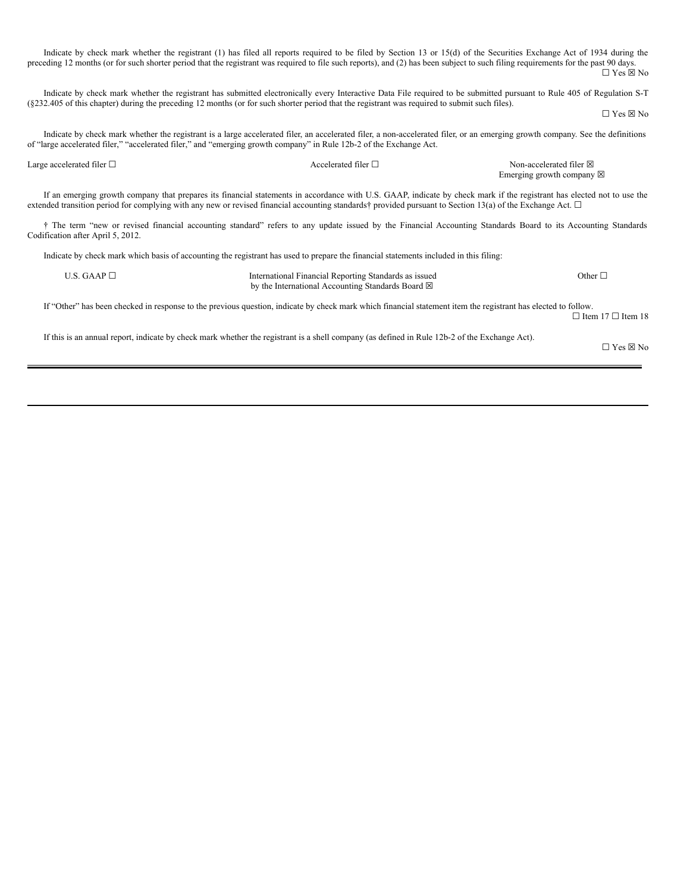Indicate by check mark whether the registrant (1) has filed all reports required to be filed by Section 13 or 15(d) of the Securities Exchange Act of 1934 during the preceding 12 months (or for such shorter period that the registrant was required to file such reports), and (2) has been subject to such filing requirements for the past 90 days.

☐ Yes ☒ No

Indicate by check mark whether the registrant has submitted electronically every Interactive Data File required to be submitted pursuant to Rule 405 of Regulation S-T (§232.405 of this chapter) during the preceding 12 months (or for such shorter period that the registrant was required to submit such files).

☐ Yes ☒ No

Indicate by check mark whether the registrant is a large accelerated filer, an accelerated filer, a non-accelerated filer, or an emerging growth company. See the definitions of "large accelerated filer," "accelerated filer," and "emerging growth company" in Rule 12b-2 of the Exchange Act.

| Large accelerated filer ☐ | Accelerated filer ☐ | Non-accelerated filer ☒ |
|---|---|---|
| | | Emerging growth company ☒ |

If an emerging growth company that prepares its financial statements in accordance with U.S. GAAP, indicate by check mark if the registrant has elected not to use the extended transition period for complying with any new or revised financial accounting standards† provided pursuant to Section 13(a) of the Exchange Act. ☐

† The term "new or revised financial accounting standard" refers to any update issued by the Financial Accounting Standards Board to its Accounting Standards Codification after April 5, 2012.

Indicate by check mark which basis of accounting the registrant has used to prepare the financial statements included in this filing:

| U.S. GAAP ☐ | International Financial Reporting Standards as issued by the International Accounting Standards Board ☒ | Other ☐ |
|---|---|---|

If "Other" has been checked in response to the previous question, indicate by check mark which financial statement item the registrant has elected to follow.

☐ Item 17 ☐ Item 18

If this is an annual report, indicate by check mark whether the registrant is a shell company (as defined in Rule 12b-2 of the Exchange Act).

☐ Yes ☒ No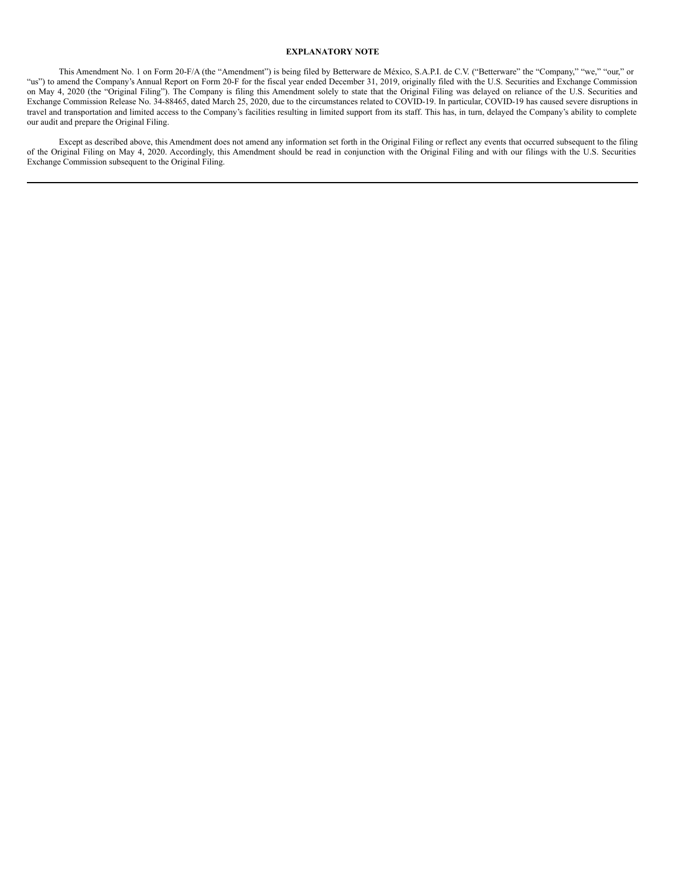**EXPLANATORY NOTE**

This Amendment No. 1 on Form 20-F/A (the "Amendment") is being filed by Betterware de México, S.A.P.I. de C.V. ("Betterware" the "Company," "we," "our," or "us") to amend the Company's Annual Report on Form 20-F for the fiscal year ended December 31, 2019, originally filed with the U.S. Securities and Exchange Commission on May 4, 2020 (the "Original Filing"). The Company is filing this Amendment solely to state that the Original Filing was delayed on reliance of the U.S. Securities and Exchange Commission Release No. 34-88465, dated March 25, 2020, due to the circumstances related to COVID-19. In particular, COVID-19 has caused severe disruptions in travel and transportation and limited access to the Company's facilities resulting in limited support from its staff. This has, in turn, delayed the Company's ability to complete our audit and prepare the Original Filing.

Except as described above, this Amendment does not amend any information set forth in the Original Filing or reflect any events that occurred subsequent to the filing of the Original Filing on May 4, 2020. Accordingly, this Amendment should be read in conjunction with the Original Filing and with our filings with the U.S. Securities Exchange Commission subsequent to the Original Filing.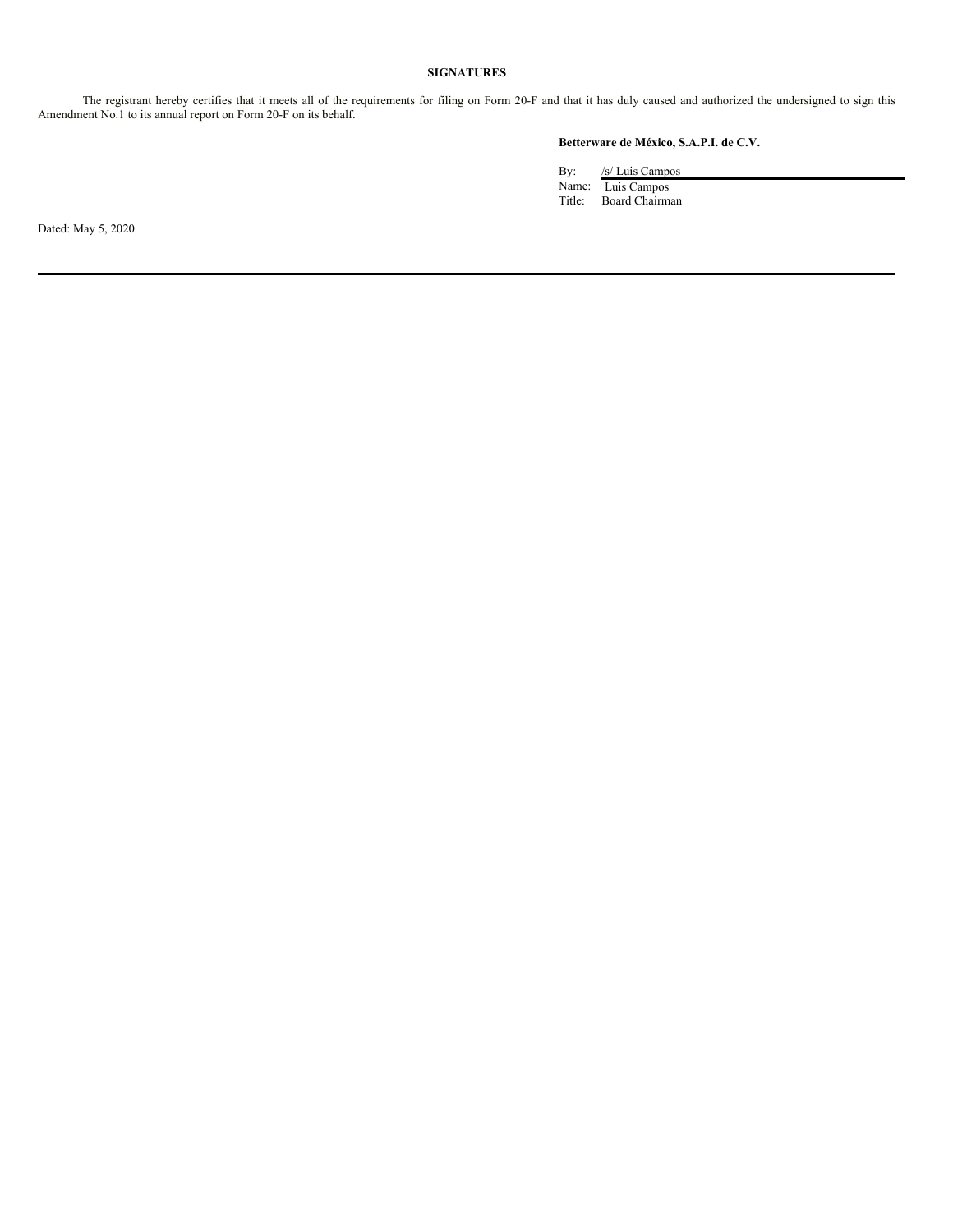## SIGNATURES

The registrant hereby certifies that it meets all of the requirements for filing on Form 20-F and that it has duly caused and authorized the undersigned to sign this Amendment No.1 to its annual report on Form 20-F on its behalf.

**Betterware de México, S.A.P.I. de C.V.**

By: /s/ Luis Campos
Name: Luis Campos
Title: Board Chairman

Dated: May 5, 2020